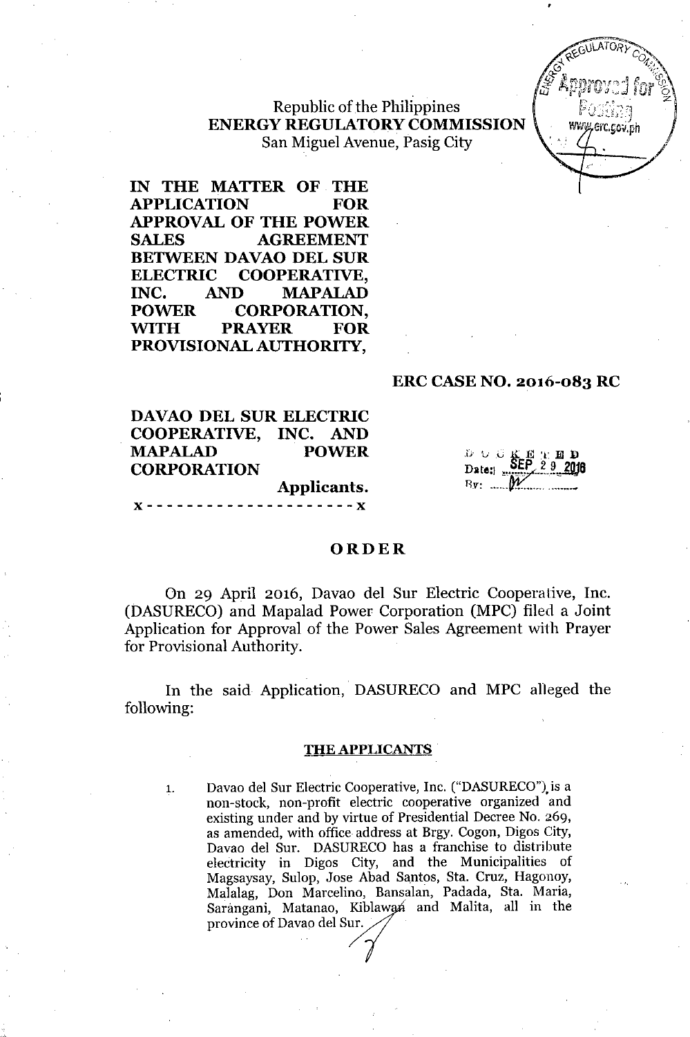Republic of the Philippines
**ENERGY REGULATORY COMMISSION**
San Miguel Avenue, Pasig City

**IN THE MATTER OF THE APPLICATION FOR APPROVAL OF THE POWER SALES AGREEMENT BETWEEN DAVAO DEL SUR ELECTRIC COOPERATIVE, INC. AND MAPALAD POWER CORPORATION, WITH PRAYER FOR PROVISIONAL AUTHORITY,**

**ERC CASE NO. 2016-083 RC**

**DAVAO DEL SUR ELECTRIC COOPERATIVE, INC. AND MAPALAD POWER CORPORATION**
**Applicants.**

x - - - - - - - - - - - - - - - - - - - - - x

DOCKETED
Date: SEP 29 2016

# ORDER

On 29 April 2016, Davao del Sur Electric Cooperative, Inc. (DASURECO) and Mapalad Power Corporation (MPC) filed a Joint Application for Approval of the Power Sales Agreement with Prayer for Provisional Authority.

In the said Application, DASURECO and MPC alleged the following:

## THE APPLICANTS

1. Davao del Sur Electric Cooperative, Inc. ("DASURECO") is a non-stock, non-profit electric cooperative organized and existing under and by virtue of Presidential Decree No. 269, as amended, with office address at Brgy. Cogon, Digos City, Davao del Sur. DASURECO has a franchise to distribute electricity in Digos City, and the Municipalities of Magsaysay, Sulop, Jose Abad Santos, Sta. Cruz, Hagonoy, Malalag, Don Marcelino, Bansalan, Padada, Sta. Maria, Sarangani, Matanao, Kiblawan and Malita, all in the province of Davao del Sur.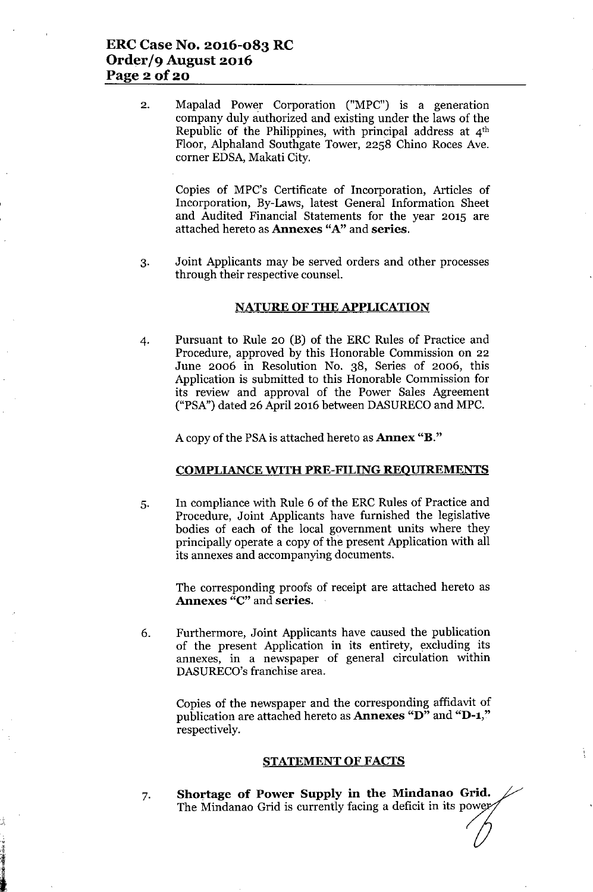2. Mapalad Power Corporation ("MPC") is a generation company duly authorized and existing under the laws of the Republic of the Philippines, with principal address at 4th Floor, Alphaland Southgate Tower, 2258 Chino Roces Ave. corner EDSA, Makati City.

   Copies of MPC's Certificate of Incorporation, Articles of Incorporation, By-Laws, latest General Information Sheet and Audited Financial Statements for the year 2015 are attached hereto as **Annexes "A"** and **series**.

3. Joint Applicants may be served orders and other processes through their respective counsel.

## NATURE OF THE APPLICATION

4. Pursuant to Rule 20 (B) of the ERC Rules of Practice and Procedure, approved by this Honorable Commission on 22 June 2006 in Resolution No. 38, Series of 2006, this Application is submitted to this Honorable Commission for its review and approval of the Power Sales Agreement ("PSA") dated 26 April 2016 between DASURECO and MPC.

   A copy of the PSA is attached hereto as **Annex "B."**

## COMPLIANCE WITH PRE-FILING REQUIREMENTS

5. In compliance with Rule 6 of the ERC Rules of Practice and Procedure, Joint Applicants have furnished the legislative bodies of each of the local government units where they principally operate a copy of the present Application with all its annexes and accompanying documents.

   The corresponding proofs of receipt are attached hereto as **Annexes "C"** and **series**.

6. Furthermore, Joint Applicants have caused the publication of the present Application in its entirety, excluding its annexes, in a newspaper of general circulation within DASURECO's franchise area.

   Copies of the newspaper and the corresponding affidavit of publication are attached hereto as **Annexes "D"** and **"D-1,"** respectively.

## STATEMENT OF FACTS

7. **Shortage of Power Supply in the Mindanao Grid.** The Mindanao Grid is currently facing a deficit in its power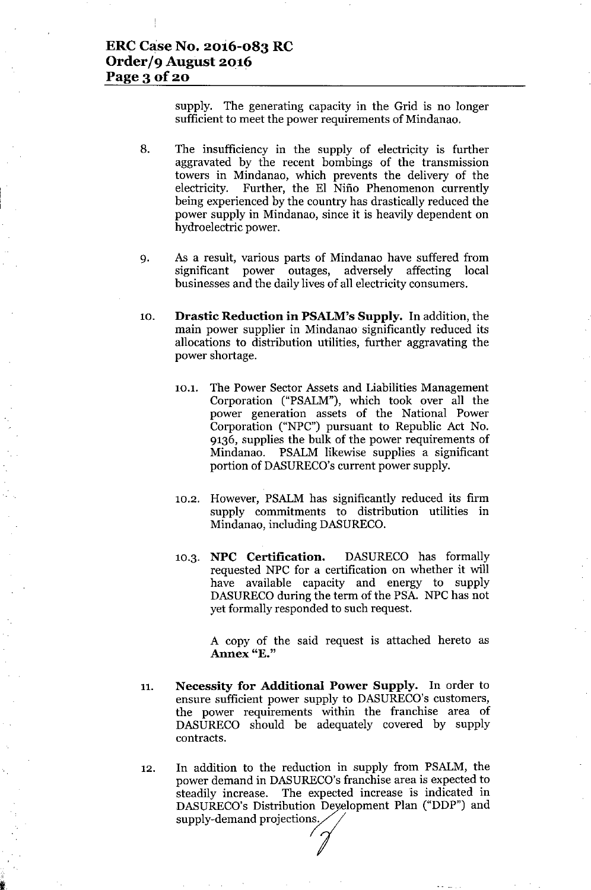supply. The generating capacity in the Grid is no longer sufficient to meet the power requirements of Mindanao.

8. The insufficiency in the supply of electricity is further aggravated by the recent bombings of the transmission towers in Mindanao, which prevents the delivery of the electricity. Further, the El Niño Phenomenon currently being experienced by the country has drastically reduced the power supply in Mindanao, since it is heavily dependent on hydroelectric power.

9. As a result, various parts of Mindanao have suffered from significant power outages, adversely affecting local businesses and the daily lives of all electricity consumers.

10. **Drastic Reduction in PSALM's Supply.** In addition, the main power supplier in Mindanao significantly reduced its allocations to distribution utilities, further aggravating the power shortage.

    10.1. The Power Sector Assets and Liabilities Management Corporation ("PSALM"), which took over all the power generation assets of the National Power Corporation ("NPC") pursuant to Republic Act No. 9136, supplies the bulk of the power requirements of Mindanao. PSALM likewise supplies a significant portion of DASURECO's current power supply.

    10.2. However, PSALM has significantly reduced its firm supply commitments to distribution utilities in Mindanao, including DASURECO.

    10.3. **NPC Certification.** DASURECO has formally requested NPC for a certification on whether it will have available capacity and energy to supply DASURECO during the term of the PSA. NPC has not yet formally responded to such request.

    A copy of the said request is attached hereto as **Annex "E."**

11. **Necessity for Additional Power Supply.** In order to ensure sufficient power supply to DASURECO's customers, the power requirements within the franchise area of DASURECO should be adequately covered by supply contracts.

12. In addition to the reduction in supply from PSALM, the power demand in DASURECO's franchise area is expected to steadily increase. The expected increase is indicated in DASURECO's Distribution Development Plan ("DDP") and supply-demand projections.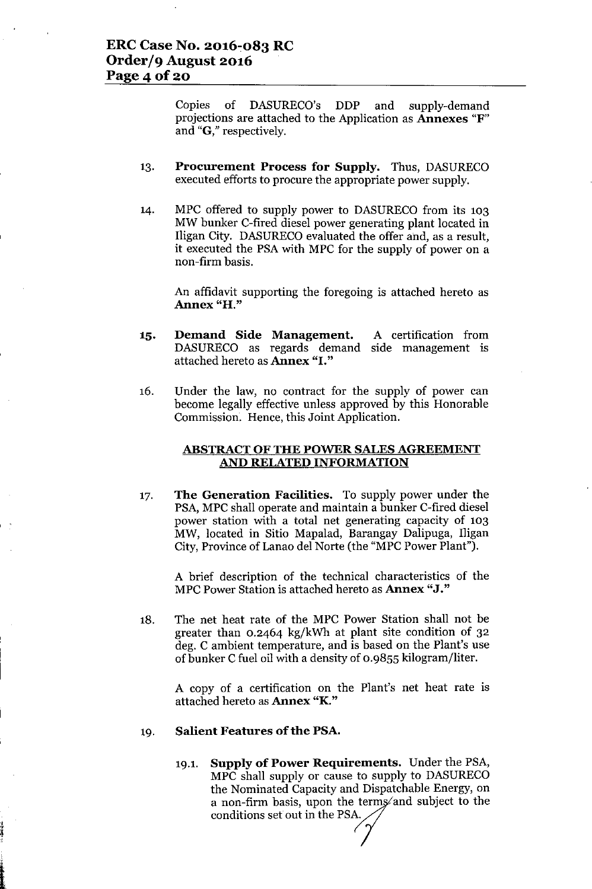Copies of DASURECO's DDP and supply-demand projections are attached to the Application as **Annexes "F"** and **"G,"** respectively.

13. **Procurement Process for Supply.** Thus, DASURECO executed efforts to procure the appropriate power supply.

14. MPC offered to supply power to DASURECO from its 103 MW bunker C-fired diesel power generating plant located in Iligan City. DASURECO evaluated the offer and, as a result, it executed the PSA with MPC for the supply of power on a non-firm basis.

    An affidavit supporting the foregoing is attached hereto as **Annex "H."**

15. **Demand Side Management.** A certification from DASURECO as regards demand side management is attached hereto as **Annex "I."**

16. Under the law, no contract for the supply of power can become legally effective unless approved by this Honorable Commission. Hence, this Joint Application.

**ABSTRACT OF THE POWER SALES AGREEMENT AND RELATED INFORMATION**

17. **The Generation Facilities.** To supply power under the PSA, MPC shall operate and maintain a bunker C-fired diesel power station with a total net generating capacity of 103 MW, located in Sitio Mapalad, Barangay Dalipuga, Iligan City, Province of Lanao del Norte (the "MPC Power Plant").

    A brief description of the technical characteristics of the MPC Power Station is attached hereto as **Annex "J."**

18. The net heat rate of the MPC Power Station shall not be greater than 0.2464 kg/kWh at plant site condition of 32 deg. C ambient temperature, and is based on the Plant's use of bunker C fuel oil with a density of 0.9855 kilogram/liter.

    A copy of a certification on the Plant's net heat rate is attached hereto as **Annex "K."**

19. **Salient Features of the PSA.**

    19.1. **Supply of Power Requirements.** Under the PSA, MPC shall supply or cause to supply to DASURECO the Nominated Capacity and Dispatchable Energy, on a non-firm basis, upon the terms and subject to the conditions set out in the PSA.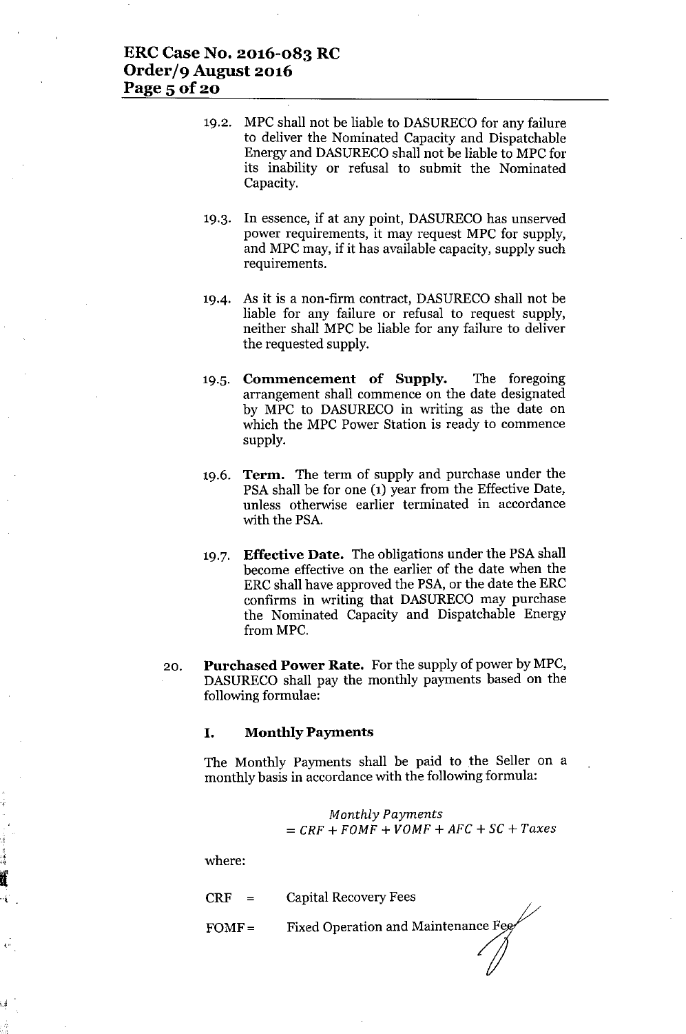19.2. MPC shall not be liable to DASURECO for any failure to deliver the Nominated Capacity and Dispatchable Energy and DASURECO shall not be liable to MPC for its inability or refusal to submit the Nominated Capacity.

19.3. In essence, if at any point, DASURECO has unserved power requirements, it may request MPC for supply, and MPC may, if it has available capacity, supply such requirements.

19.4. As it is a non-firm contract, DASURECO shall not be liable for any failure or refusal to request supply, neither shall MPC be liable for any failure to deliver the requested supply.

19.5. **Commencement of Supply.** The foregoing arrangement shall commence on the date designated by MPC to DASURECO in writing as the date on which the MPC Power Station is ready to commence supply.

19.6. **Term.** The term of supply and purchase under the PSA shall be for one (1) year from the Effective Date, unless otherwise earlier terminated in accordance with the PSA.

19.7. **Effective Date.** The obligations under the PSA shall become effective on the earlier of the date when the ERC shall have approved the PSA, or the date the ERC confirms in writing that DASURECO may purchase the Nominated Capacity and Dispatchable Energy from MPC.

20. **Purchased Power Rate.** For the supply of power by MPC, DASURECO shall pay the monthly payments based on the following formulae:

**I. Monthly Payments**

The Monthly Payments shall be paid to the Seller on a monthly basis in accordance with the following formula:

$$Monthly\ Payments = CRF + FOMF + VOMF + AFC + SC + Taxes$$

where:

CRF = Capital Recovery Fees

FOMF = Fixed Operation and Maintenance Fee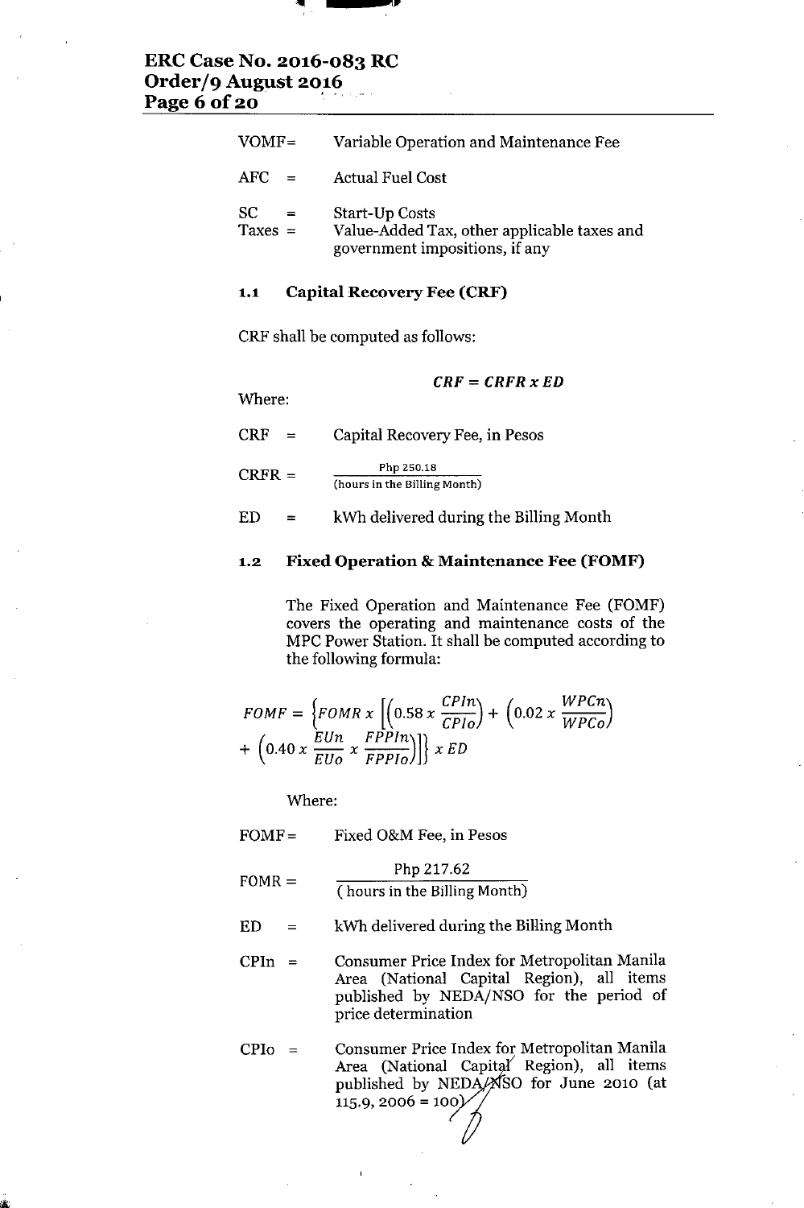VOMF = Variable Operation and Maintenance Fee

AFC = Actual Fuel Cost

SC = Start-Up Costs

Taxes = Value-Added Tax, other applicable taxes and government impositions, if any

### 1.1 Capital Recovery Fee (CRF)

CRF shall be computed as follows:

$$CRF = CRFR \; x \; ED$$

Where:

CRF = Capital Recovery Fee, in Pesos

CRFR = $\dfrac{\text{Php 250.18}}{\text{(hours in the Billing Month)}}$

ED = kWh delivered during the Billing Month

### 1.2 Fixed Operation & Maintenance Fee (FOMF)

The Fixed Operation and Maintenance Fee (FOMF) covers the operating and maintenance costs of the MPC Power Station. It shall be computed according to the following formula:

$$FOMF = \left\{FOMR \; x \left[\left(0.58 \; x \; \frac{CPIn}{CPIo}\right) + \left(0.02 \; x \; \frac{WPCn}{WPCo}\right) + \left(0.40 \; x \; \frac{EUn}{EUo} \; x \; \frac{FPPIn}{FPPIo}\right)\right]\right\} x \; ED$$

Where:

FOMF = Fixed O&M Fee, in Pesos

FOMR = $\dfrac{\text{Php 217.62}}{\text{( hours in the Billing Month)}}$

ED = kWh delivered during the Billing Month

CPIn = Consumer Price Index for Metropolitan Manila Area (National Capital Region), all items published by NEDA/NSO for the period of price determination

CPIo = Consumer Price Index for Metropolitan Manila Area (National Capital Region), all items published by NEDA/NSO for June 2010 (at 115.9, 2006 = 100)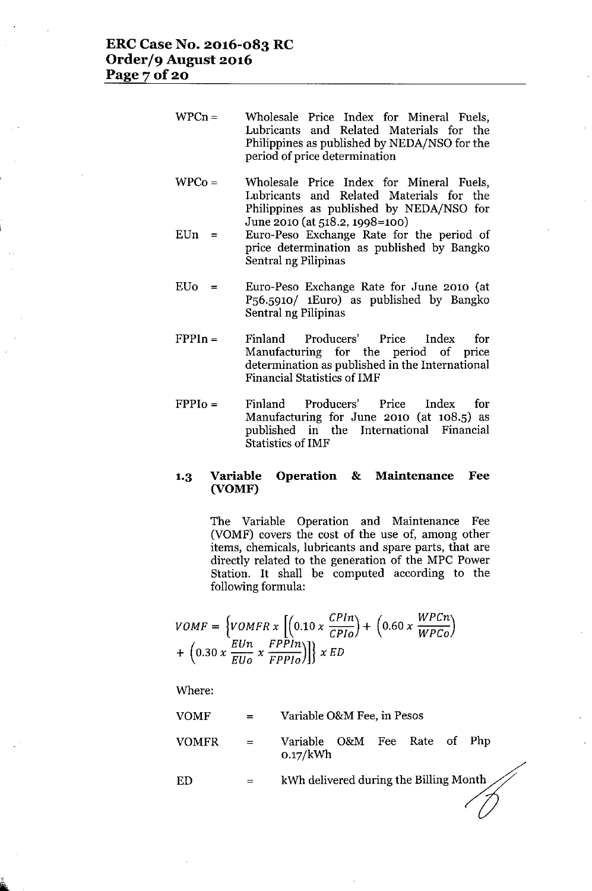WPCn = Wholesale Price Index for Mineral Fuels, Lubricants and Related Materials for the Philippines as published by NEDA/NSO for the period of price determination

WPCo = Wholesale Price Index for Mineral Fuels, Lubricants and Related Materials for the Philippines as published by NEDA/NSO for June 2010 (at 518.2, 1998=100)

EUn = Euro-Peso Exchange Rate for the period of price determination as published by Bangko Sentral ng Pilipinas

EUo = Euro-Peso Exchange Rate for June 2010 (at P56.5910/ 1Euro) as published by Bangko Sentral ng Pilipinas

FPPIn = Finland Producers' Price Index for Manufacturing for the period of price determination as published in the International Financial Statistics of IMF

FPPIo = Finland Producers' Price Index for Manufacturing for June 2010 (at 108.5) as published in the International Financial Statistics of IMF

### 1.3 Variable Operation & Maintenance Fee (VOMF)

The Variable Operation and Maintenance Fee (VOMF) covers the cost of the use of, among other items, chemicals, lubricants and spare parts, that are directly related to the generation of the MPC Power Station. It shall be computed according to the following formula:

$$VOMF = \left\{VOMFR \; x \left[\left(0.10 \; x \; \frac{CPIn}{CPIo}\right) + \left(0.60 \; x \; \frac{WPCn}{WPCo}\right) + \left(0.30 \; x \; \frac{EUn}{EUo} \; x \; \frac{FPPIn}{FPPIo}\right)\right]\right\} x \; ED$$

Where:

VOMF = Variable O&M Fee, in Pesos

VOMFR = Variable O&M Fee Rate of Php 0.17/kWh

ED = kWh delivered during the Billing Month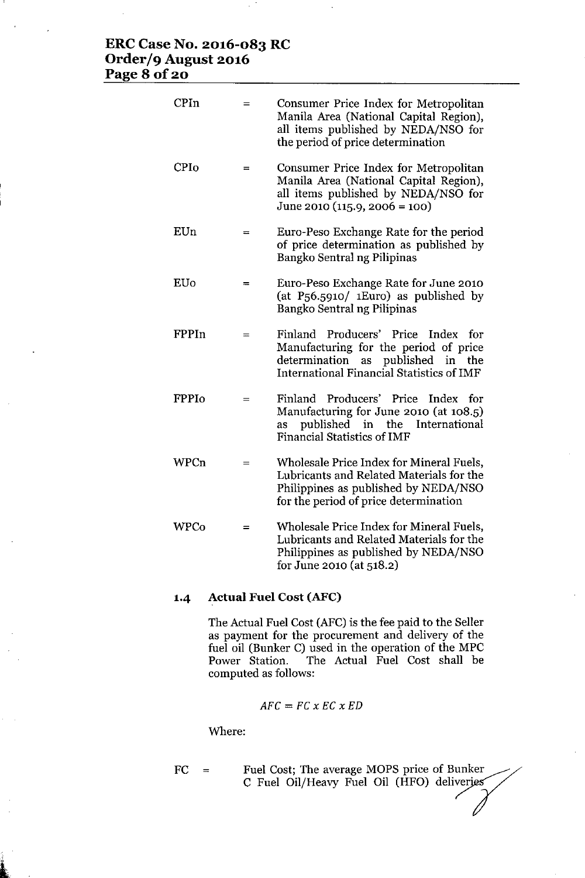| | | |
|---|---|---|
| CPIn | = | Consumer Price Index for Metropolitan Manila Area (National Capital Region), all items published by NEDA/NSO for the period of price determination |
| CPIo | = | Consumer Price Index for Metropolitan Manila Area (National Capital Region), all items published by NEDA/NSO for June 2010 (115.9, 2006 = 100) |
| EUn | = | Euro-Peso Exchange Rate for the period of price determination as published by Bangko Sentral ng Pilipinas |
| EUo | = | Euro-Peso Exchange Rate for June 2010 (at P56.5910/ 1Euro) as published by Bangko Sentral ng Pilipinas |
| FPPIn | = | Finland Producers' Price Index for Manufacturing for the period of price determination as published in the International Financial Statistics of IMF |
| FPPIo | = | Finland Producers' Price Index for Manufacturing for June 2010 (at 108.5) as published in the International Financial Statistics of IMF |
| WPCn | = | Wholesale Price Index for Mineral Fuels, Lubricants and Related Materials for the Philippines as published by NEDA/NSO for the period of price determination |
| WPCo | = | Wholesale Price Index for Mineral Fuels, Lubricants and Related Materials for the Philippines as published by NEDA/NSO for June 2010 (at 518.2) |

### 1.4 Actual Fuel Cost (AFC)

The Actual Fuel Cost (AFC) is the fee paid to the Seller as payment for the procurement and delivery of the fuel oil (Bunker C) used in the operation of the MPC Power Station. The Actual Fuel Cost shall be computed as follows:

$$AFC = FC \times EC \times ED$$

Where:

FC = Fuel Cost; The average MOPS price of Bunker C Fuel Oil/Heavy Fuel Oil (HFO) deliveries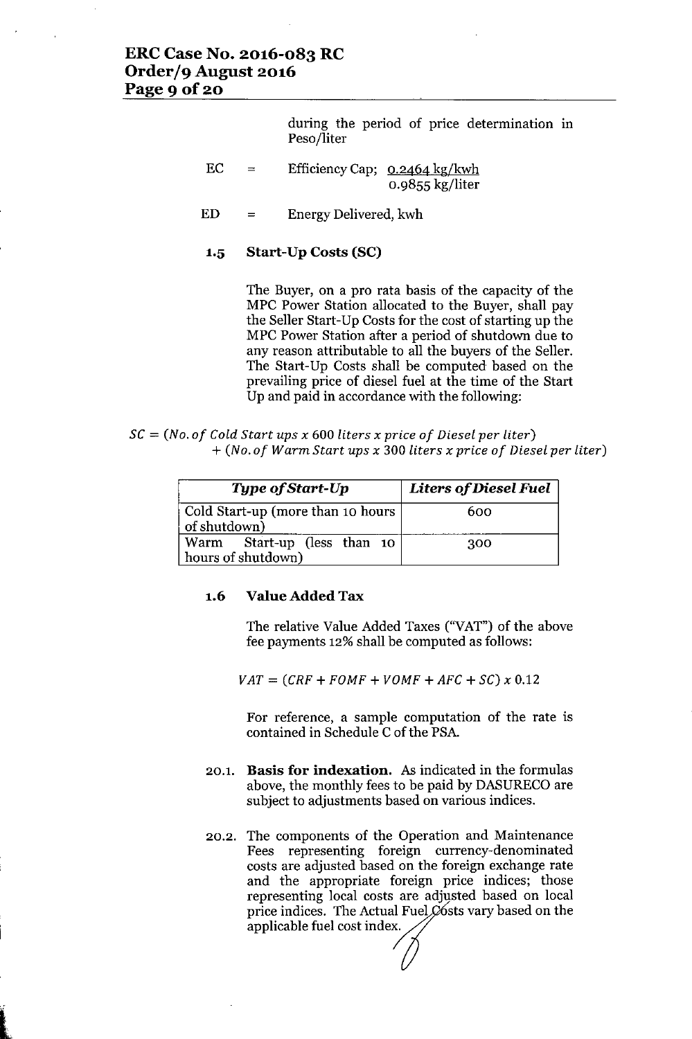during the period of price determination in Peso/liter

EC = Efficiency Cap; 0.2464 kg/kwh
0.9855 kg/liter

ED = Energy Delivered, kwh

**1.5 Start-Up Costs (SC)**

The Buyer, on a pro rata basis of the capacity of the MPC Power Station allocated to the Buyer, shall pay the Seller Start-Up Costs for the cost of starting up the MPC Power Station after a period of shutdown due to any reason attributable to all the buyers of the Seller. The Start-Up Costs shall be computed based on the prevailing price of diesel fuel at the time of the Start Up and paid in accordance with the following:

$$SC = (No.\,of\ Cold\ Start\ ups\ x\ 600\ liters\ x\ price\ of\ Diesel\ per\ liter) + (No.\,of\ Warm\ Start\ ups\ x\ 300\ liters\ x\ price\ of\ Diesel\ per\ liter)$$

| *Type of Start-Up* | *Liters of Diesel Fuel* |
|---|---|
| Cold Start-up (more than 10 hours of shutdown) | 600 |
| Warm Start-up (less than 10 hours of shutdown) | 300 |

**1.6 Value Added Tax**

The relative Value Added Taxes ("VAT") of the above fee payments 12% shall be computed as follows:

$$VAT = (CRF + FOMF + VOMF + AFC + SC)\ x\ 0.12$$

For reference, a sample computation of the rate is contained in Schedule C of the PSA.

20.1. **Basis for indexation.** As indicated in the formulas above, the monthly fees to be paid by DASURECO are subject to adjustments based on various indices.

20.2. The components of the Operation and Maintenance Fees representing foreign currency-denominated costs are adjusted based on the foreign exchange rate and the appropriate foreign price indices; those representing local costs are adjusted based on local price indices. The Actual Fuel Costs vary based on the applicable fuel cost index.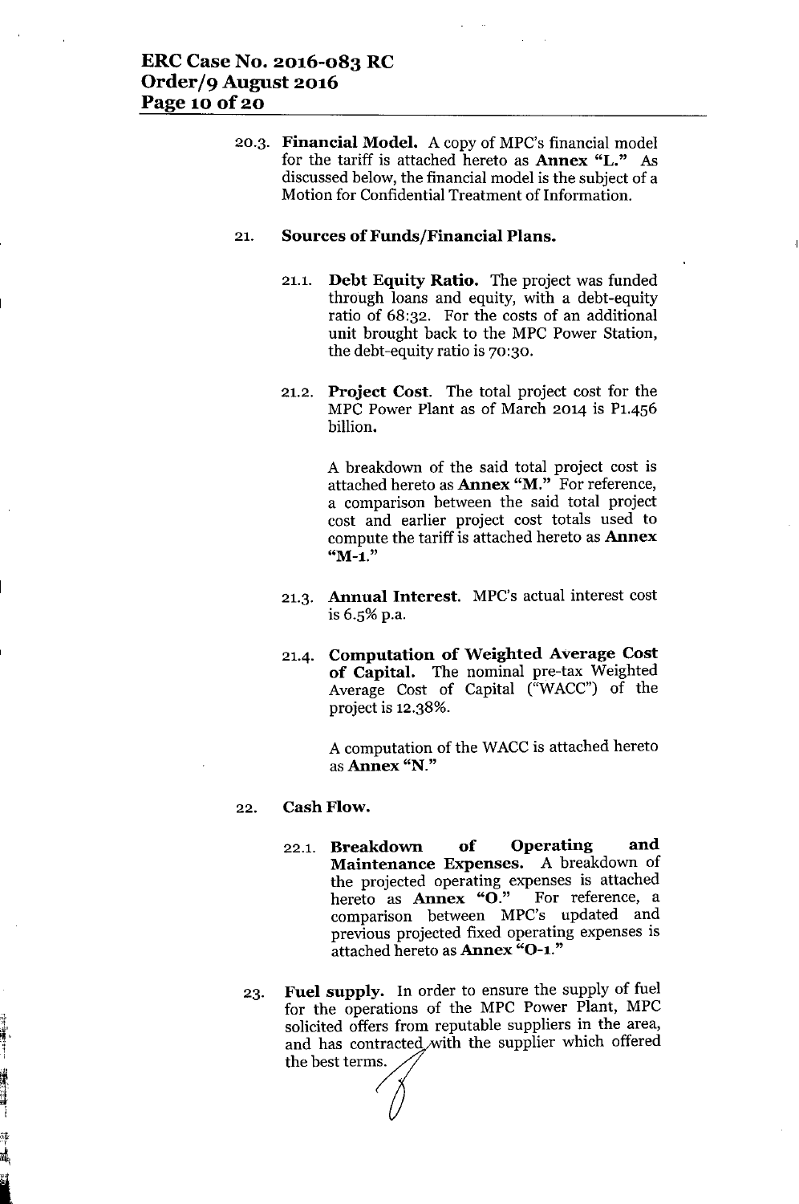20.3. **Financial Model.** A copy of MPC's financial model for the tariff is attached hereto as **Annex "L."** As discussed below, the financial model is the subject of a Motion for Confidential Treatment of Information.

21. **Sources of Funds/Financial Plans.**

 21.1. **Debt Equity Ratio.** The project was funded through loans and equity, with a debt-equity ratio of 68:32. For the costs of an additional unit brought back to the MPC Power Station, the debt-equity ratio is 70:30.

 21.2. **Project Cost.** The total project cost for the MPC Power Plant as of March 2014 is P1.456 billion.

 A breakdown of the said total project cost is attached hereto as **Annex "M."** For reference, a comparison between the said total project cost and earlier project cost totals used to compute the tariff is attached hereto as **Annex "M-1."**

 21.3. **Annual Interest.** MPC's actual interest cost is 6.5% p.a.

 21.4. **Computation of Weighted Average Cost of Capital.** The nominal pre-tax Weighted Average Cost of Capital ("WACC") of the project is 12.38%.

 A computation of the WACC is attached hereto as **Annex "N."**

22. **Cash Flow.**

 22.1. **Breakdown of Operating and Maintenance Expenses.** A breakdown of the projected operating expenses is attached hereto as **Annex "O."** For reference, a comparison between MPC's updated and previous projected fixed operating expenses is attached hereto as **Annex "O-1."**

23. **Fuel supply.** In order to ensure the supply of fuel for the operations of the MPC Power Plant, MPC solicited offers from reputable suppliers in the area, and has contracted with the supplier which offered the best terms.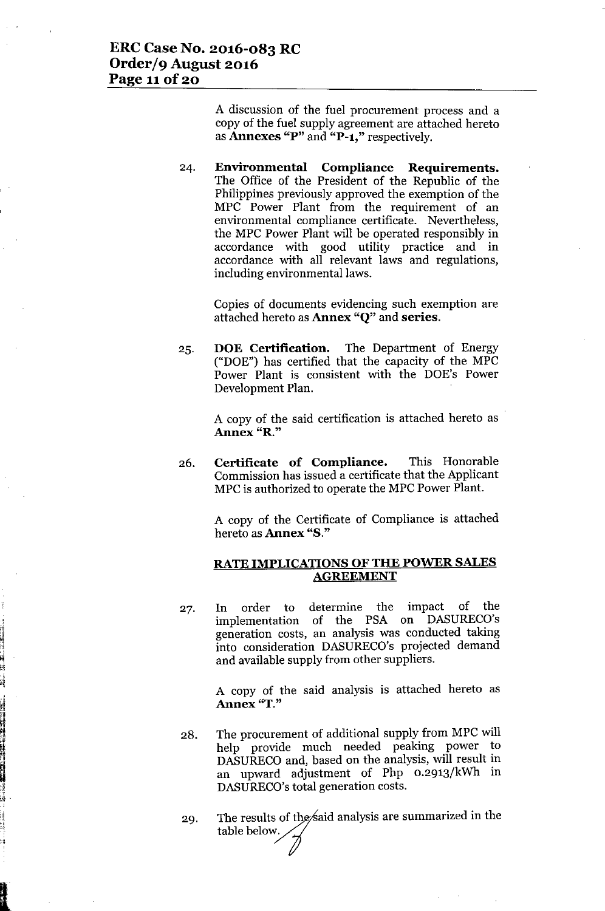A discussion of the fuel procurement process and a copy of the fuel supply agreement are attached hereto as **Annexes "P"** and **"P-1,"** respectively.

24. **Environmental Compliance Requirements.** The Office of the President of the Republic of the Philippines previously approved the exemption of the MPC Power Plant from the requirement of an environmental compliance certificate. Nevertheless, the MPC Power Plant will be operated responsibly in accordance with good utility practice and in accordance with all relevant laws and regulations, including environmental laws.

    Copies of documents evidencing such exemption are attached hereto as **Annex "Q"** and **series.**

25. **DOE Certification.** The Department of Energy ("DOE") has certified that the capacity of the MPC Power Plant is consistent with the DOE's Power Development Plan.

    A copy of the said certification is attached hereto as **Annex "R."**

26. **Certificate of Compliance.** This Honorable Commission has issued a certificate that the Applicant MPC is authorized to operate the MPC Power Plant.

    A copy of the Certificate of Compliance is attached hereto as **Annex "S."**

**RATE IMPLICATIONS OF THE POWER SALES AGREEMENT**

27. In order to determine the impact of the implementation of the PSA on DASURECO's generation costs, an analysis was conducted taking into consideration DASURECO's projected demand and available supply from other suppliers.

    A copy of the said analysis is attached hereto as **Annex "T."**

28. The procurement of additional supply from MPC will help provide much needed peaking power to DASURECO and, based on the analysis, will result in an upward adjustment of Php 0.2913/kWh in DASURECO's total generation costs.

29. The results of the said analysis are summarized in the table below.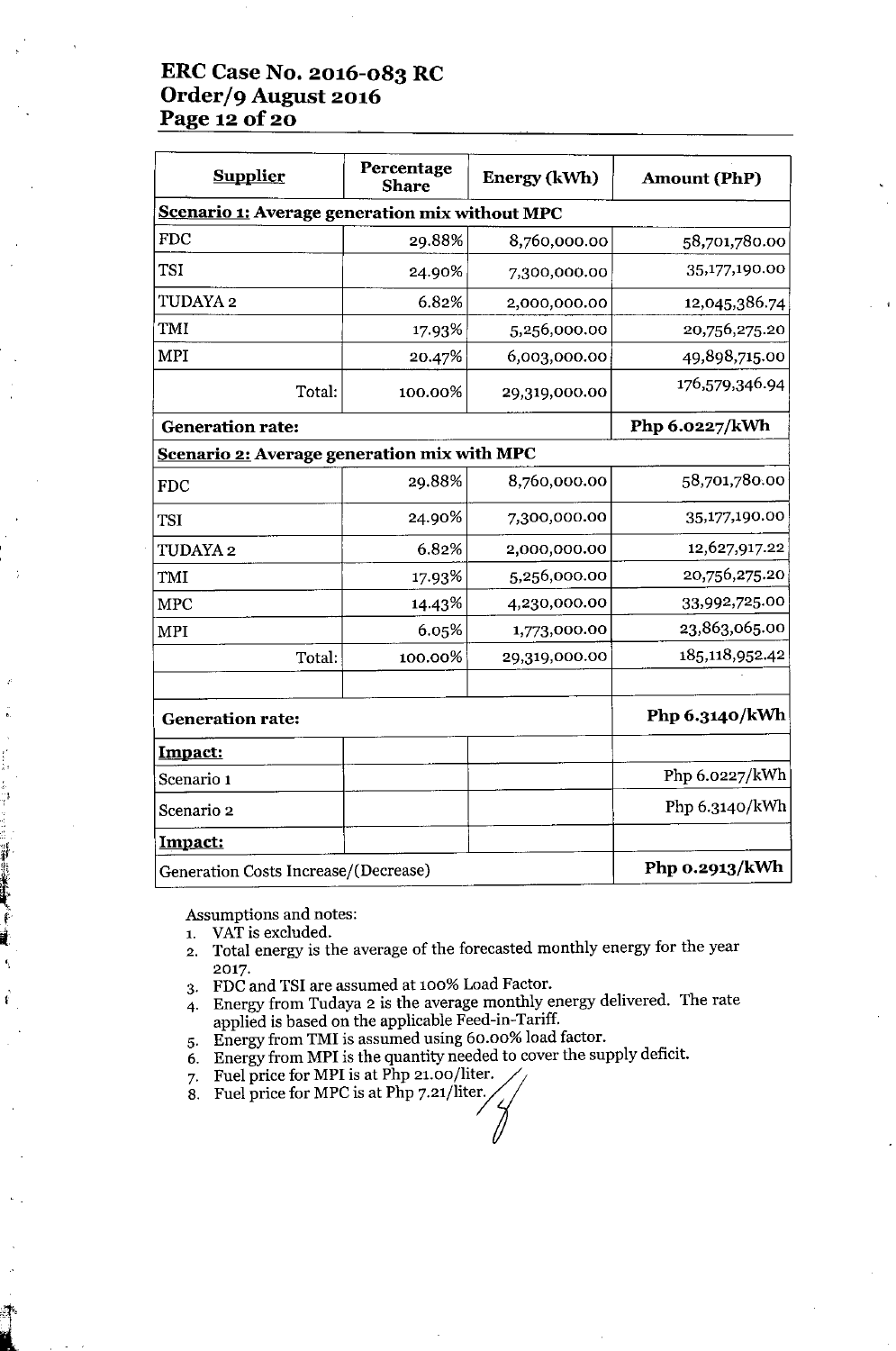| Supplier | Percentage Share | Energy (kWh) | Amount (PhP) |
| --- | --- | --- | --- |
| **Scenario 1: Average generation mix without MPC** | | | |
| FDC | 29.88% | 8,760,000.00 | 58,701,780.00 |
| TSI | 24.90% | 7,300,000.00 | 35,177,190.00 |
| TUDAYA 2 | 6.82% | 2,000,000.00 | 12,045,386.74 |
| TMI | 17.93% | 5,256,000.00 | 20,756,275.20 |
| MPI | 20.47% | 6,003,000.00 | 49,898,715.00 |
| Total: | 100.00% | 29,319,000.00 | 176,579,346.94 |
| **Generation rate:** | | | **Php 6.0227/kWh** |
| **Scenario 2: Average generation mix with MPC** | | | |
| FDC | 29.88% | 8,760,000.00 | 58,701,780.00 |
| TSI | 24.90% | 7,300,000.00 | 35,177,190.00 |
| TUDAYA 2 | 6.82% | 2,000,000.00 | 12,627,917.22 |
| TMI | 17.93% | 5,256,000.00 | 20,756,275.20 |
| MPC | 14.43% | 4,230,000.00 | 33,992,725.00 |
| MPI | 6.05% | 1,773,000.00 | 23,863,065.00 |
| Total: | 100.00% | 29,319,000.00 | 185,118,952.42 |
| | | | |
| **Generation rate:** | | | **Php 6.3140/kWh** |
| **Impact:** | | | |
| Scenario 1 | | | Php 6.0227/kWh |
| Scenario 2 | | | Php 6.3140/kWh |
| **Impact:** | | | |
| Generation Costs Increase/(Decrease) | | | **Php 0.2913/kWh** |

Assumptions and notes:

1. VAT is excluded.
2. Total energy is the average of the forecasted monthly energy for the year 2017.
3. FDC and TSI are assumed at 100% Load Factor.
4. Energy from Tudaya 2 is the average monthly energy delivered. The rate applied is based on the applicable Feed-in-Tariff.
5. Energy from TMI is assumed using 60.00% load factor.
6. Energy from MPI is the quantity needed to cover the supply deficit.
7. Fuel price for MPI is at Php 21.00/liter.
8. Fuel price for MPC is at Php 7.21/liter.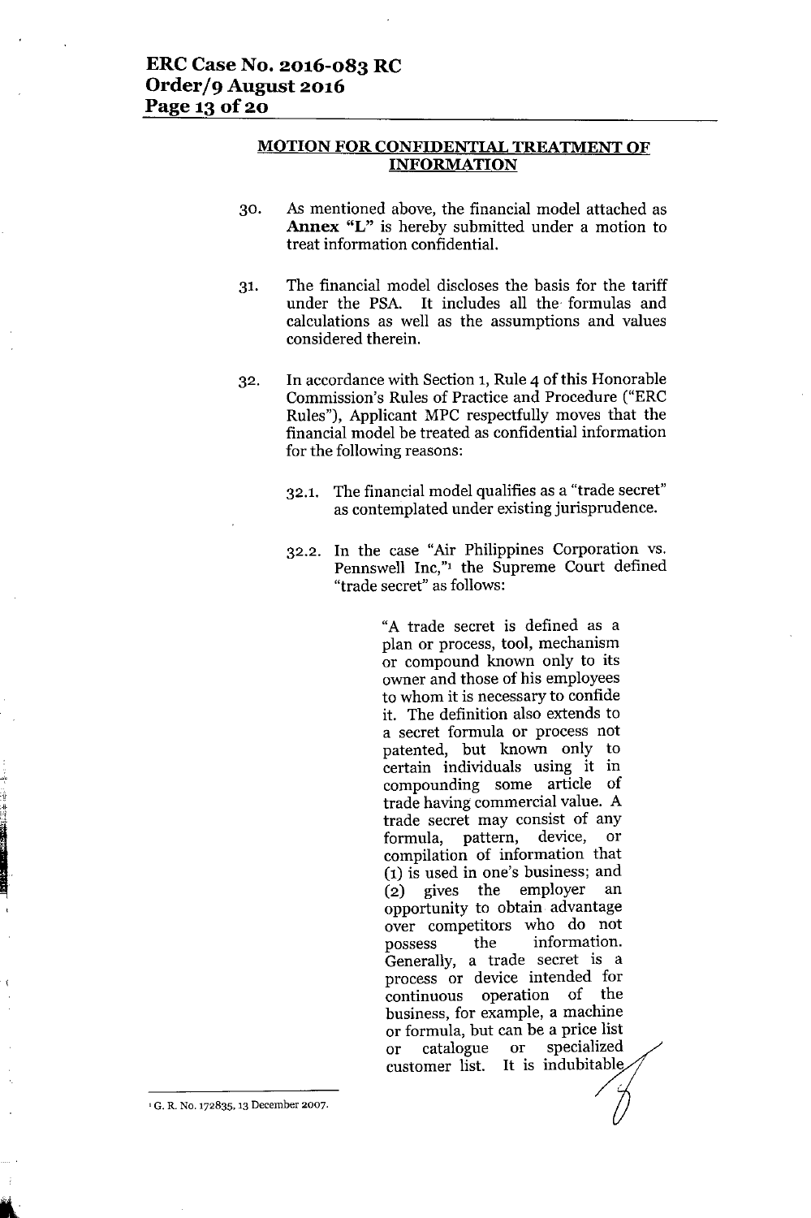## MOTION FOR CONFIDENTIAL TREATMENT OF INFORMATION

30. As mentioned above, the financial model attached as **Annex "L"** is hereby submitted under a motion to treat information confidential.

31. The financial model discloses the basis for the tariff under the PSA. It includes all the formulas and calculations as well as the assumptions and values considered therein.

32. In accordance with Section 1, Rule 4 of this Honorable Commission's Rules of Practice and Procedure ("ERC Rules"), Applicant MPC respectfully moves that the financial model be treated as confidential information for the following reasons:

    32.1. The financial model qualifies as a "trade secret" as contemplated under existing jurisprudence.

    32.2. In the case "Air Philippines Corporation vs. Pennswell Inc,"[1] the Supreme Court defined "trade secret" as follows:

    > "A trade secret is defined as a plan or process, tool, mechanism or compound known only to its owner and those of his employees to whom it is necessary to confide it. The definition also extends to a secret formula or process not patented, but known only to certain individuals using it in compounding some article of trade having commercial value. A trade secret may consist of any formula, pattern, device, or compilation of information that (1) is used in one's business; and (2) gives the employer an opportunity to obtain advantage over competitors who do not possess the information. Generally, a trade secret is a process or device intended for continuous operation of the business, for example, a machine or formula, but can be a price list or catalogue or specialized customer list. It is indubitable

[1] G. R. No. 172835, 13 December 2007.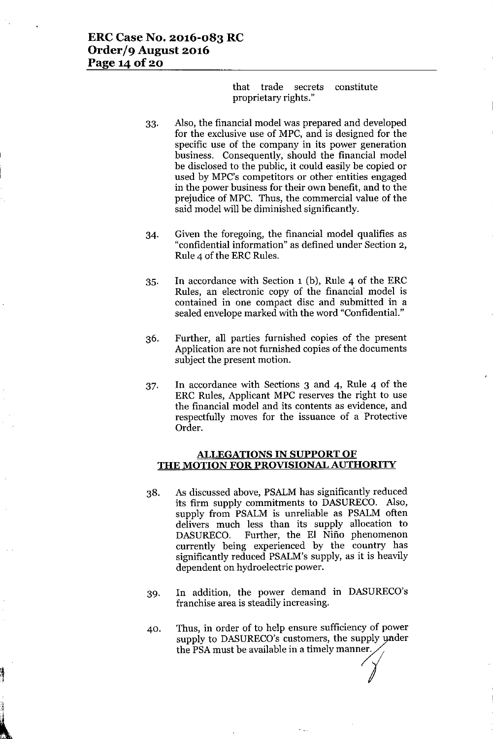that trade secrets constitute proprietary rights."

33. Also, the financial model was prepared and developed for the exclusive use of MPC, and is designed for the specific use of the company in its power generation business. Consequently, should the financial model be disclosed to the public, it could easily be copied or used by MPC's competitors or other entities engaged in the power business for their own benefit, and to the prejudice of MPC. Thus, the commercial value of the said model will be diminished significantly.

34. Given the foregoing, the financial model qualifies as "confidential information" as defined under Section 2, Rule 4 of the ERC Rules.

35. In accordance with Section 1 (b), Rule 4 of the ERC Rules, an electronic copy of the financial model is contained in one compact disc and submitted in a sealed envelope marked with the word "Confidential."

36. Further, all parties furnished copies of the present Application are not furnished copies of the documents subject the present motion.

37. In accordance with Sections 3 and 4, Rule 4 of the ERC Rules, Applicant MPC reserves the right to use the financial model and its contents as evidence, and respectfully moves for the issuance of a Protective Order.

## ALLEGATIONS IN SUPPORT OF THE MOTION FOR PROVISIONAL AUTHORITY

38. As discussed above, PSALM has significantly reduced its firm supply commitments to DASURECO. Also, supply from PSALM is unreliable as PSALM often delivers much less than its supply allocation to DASURECO. Further, the El Niño phenomenon currently being experienced by the country has significantly reduced PSALM's supply, as it is heavily dependent on hydroelectric power.

39. In addition, the power demand in DASURECO's franchise area is steadily increasing.

40. Thus, in order of to help ensure sufficiency of power supply to DASURECO's customers, the supply under the PSA must be available in a timely manner.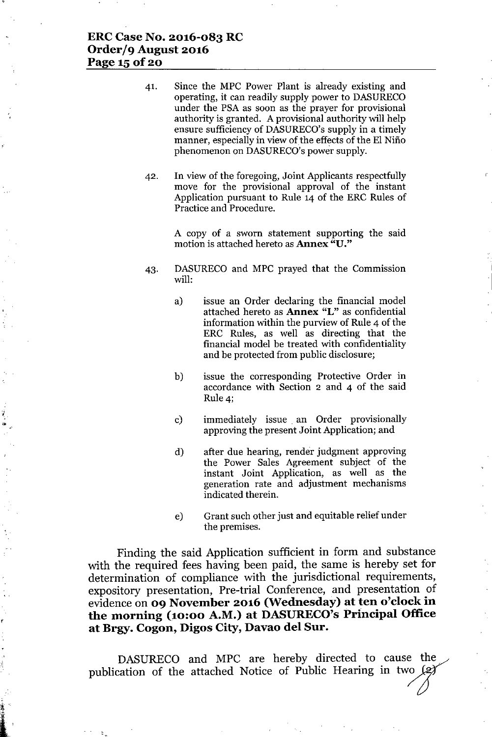41. Since the MPC Power Plant is already existing and operating, it can readily supply power to DASURECO under the PSA as soon as the prayer for provisional authority is granted. A provisional authority will help ensure sufficiency of DASURECO's supply in a timely manner, especially in view of the effects of the El Niño phenomenon on DASURECO's power supply.

42. In view of the foregoing, Joint Applicants respectfully move for the provisional approval of the instant Application pursuant to Rule 14 of the ERC Rules of Practice and Procedure.

    A copy of a sworn statement supporting the said motion is attached hereto as **Annex "U."**

43. DASURECO and MPC prayed that the Commission will:

    a) issue an Order declaring the financial model attached hereto as **Annex "L"** as confidential information within the purview of Rule 4 of the ERC Rules, as well as directing that the financial model be treated with confidentiality and be protected from public disclosure;

    b) issue the corresponding Protective Order in accordance with Section 2 and 4 of the said Rule 4;

    c) immediately issue an Order provisionally approving the present Joint Application; and

    d) after due hearing, render judgment approving the Power Sales Agreement subject of the instant Joint Application, as well as the generation rate and adjustment mechanisms indicated therein.

    e) Grant such other just and equitable relief under the premises.

Finding the said Application sufficient in form and substance with the required fees having been paid, the same is hereby set for determination of compliance with the jurisdictional requirements, expository presentation, Pre-trial Conference, and presentation of evidence on **09 November 2016 (Wednesday) at ten o'clock in the morning (10:00 A.M.) at DASURECO's Principal Office at Brgy. Cogon, Digos City, Davao del Sur.**

DASURECO and MPC are hereby directed to cause the publication of the attached Notice of Public Hearing in two (2)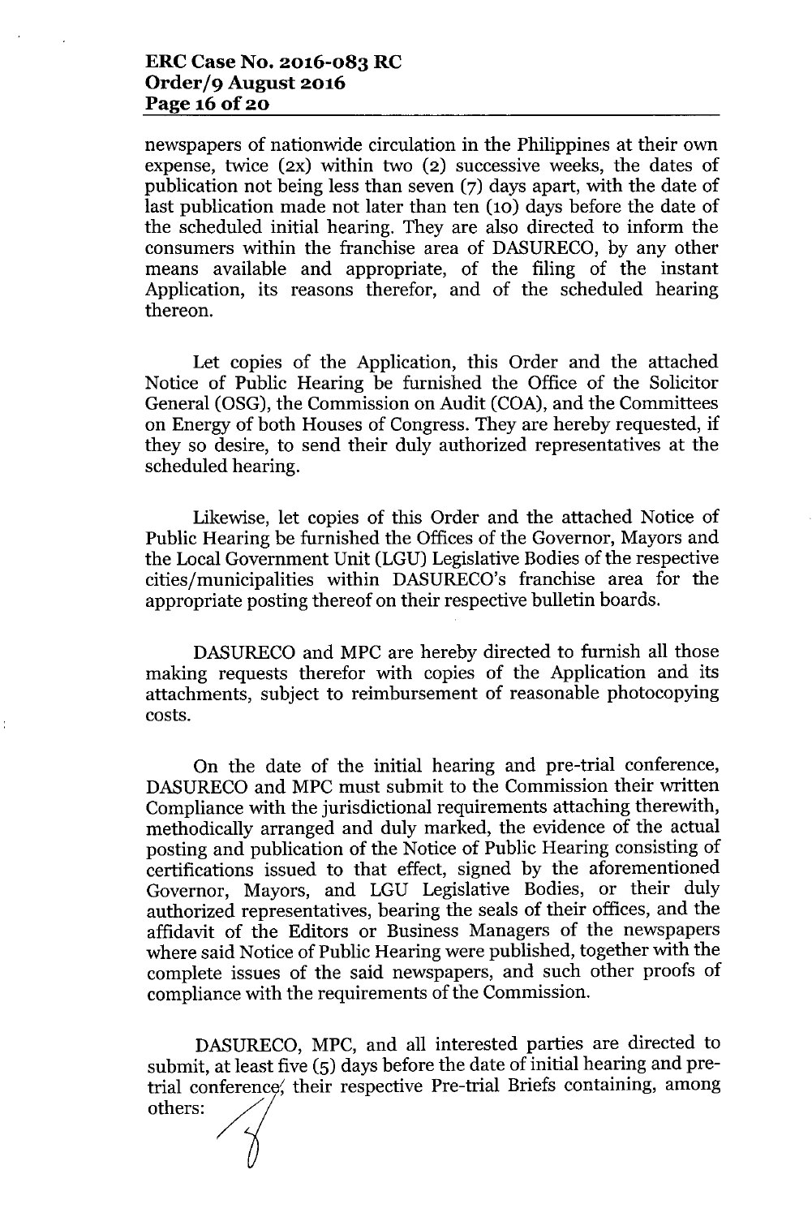newspapers of nationwide circulation in the Philippines at their own expense, twice (2x) within two (2) successive weeks, the dates of publication not being less than seven (7) days apart, with the date of last publication made not later than ten (10) days before the date of the scheduled initial hearing. They are also directed to inform the consumers within the franchise area of DASURECO, by any other means available and appropriate, of the filing of the instant Application, its reasons therefor, and of the scheduled hearing thereon.

Let copies of the Application, this Order and the attached Notice of Public Hearing be furnished the Office of the Solicitor General (OSG), the Commission on Audit (COA), and the Committees on Energy of both Houses of Congress. They are hereby requested, if they so desire, to send their duly authorized representatives at the scheduled hearing.

Likewise, let copies of this Order and the attached Notice of Public Hearing be furnished the Offices of the Governor, Mayors and the Local Government Unit (LGU) Legislative Bodies of the respective cities/municipalities within DASURECO's franchise area for the appropriate posting thereof on their respective bulletin boards.

DASURECO and MPC are hereby directed to furnish all those making requests therefor with copies of the Application and its attachments, subject to reimbursement of reasonable photocopying costs.

On the date of the initial hearing and pre-trial conference, DASURECO and MPC must submit to the Commission their written Compliance with the jurisdictional requirements attaching therewith, methodically arranged and duly marked, the evidence of the actual posting and publication of the Notice of Public Hearing consisting of certifications issued to that effect, signed by the aforementioned Governor, Mayors, and LGU Legislative Bodies, or their duly authorized representatives, bearing the seals of their offices, and the affidavit of the Editors or Business Managers of the newspapers where said Notice of Public Hearing were published, together with the complete issues of the said newspapers, and such other proofs of compliance with the requirements of the Commission.

DASURECO, MPC, and all interested parties are directed to submit, at least five (5) days before the date of initial hearing and pre-trial conference, their respective Pre-trial Briefs containing, among others: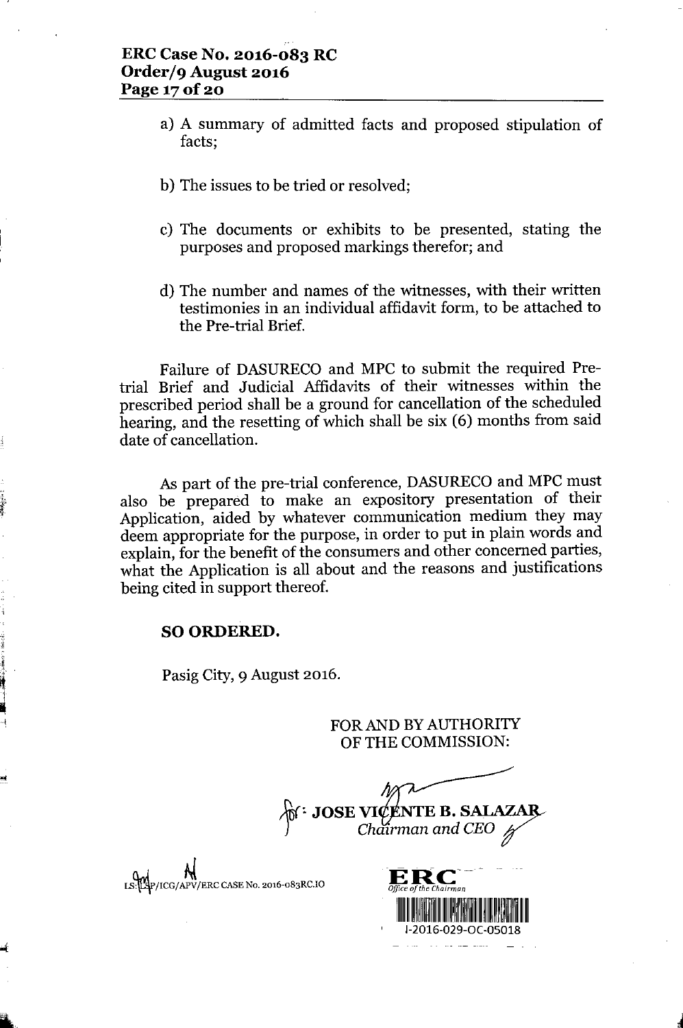a) A summary of admitted facts and proposed stipulation of facts;

b) The issues to be tried or resolved;

c) The documents or exhibits to be presented, stating the purposes and proposed markings therefor; and

d) The number and names of the witnesses, with their written testimonies in an individual affidavit form, to be attached to the Pre-trial Brief.

Failure of DASURECO and MPC to submit the required Pre-trial Brief and Judicial Affidavits of their witnesses within the prescribed period shall be a ground for cancellation of the scheduled hearing, and the resetting of which shall be six (6) months from said date of cancellation.

As part of the pre-trial conference, DASURECO and MPC must also be prepared to make an expository presentation of their Application, aided by whatever communication medium they may deem appropriate for the purpose, in order to put in plain words and explain, for the benefit of the consumers and other concerned parties, what the Application is all about and the reasons and justifications being cited in support thereof.

**SO ORDERED.**

Pasig City, 9 August 2016.

FOR AND BY AUTHORITY
OF THE COMMISSION:

for: **JOSE VICENTE B. SALAZAR**
*Chairman and CEO*

LS:LSP/ICG/APV/ERC CASE No. 2016-083RC.IO

ERC
*Office of the Chairman*
I-2016-029-OC-05018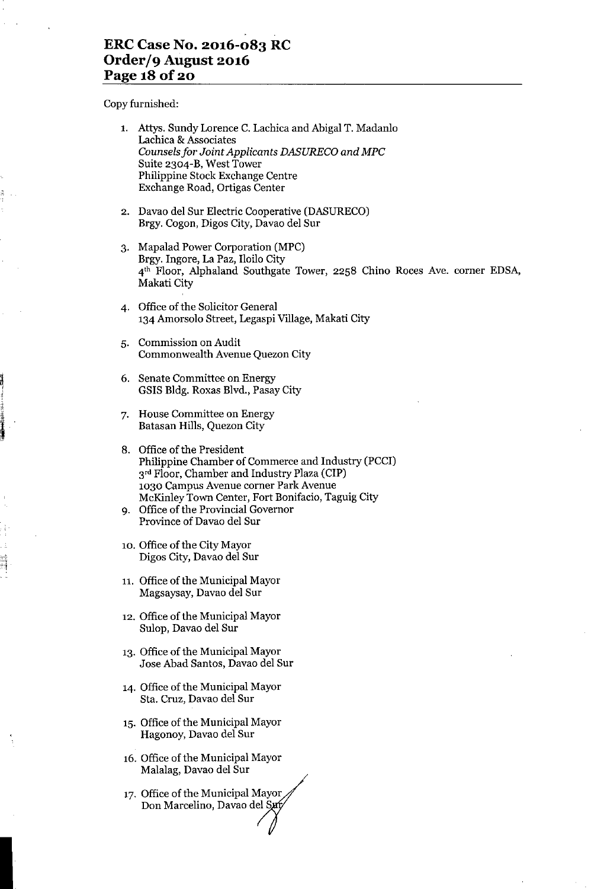Copy furnished:

1. Attys. Sundy Lorence C. Lachica and Abigal T. Madanlo  
   Lachica & Associates  
   *Counsels for Joint Applicants DASURECO and MPC*  
   Suite 2304-B, West Tower  
   Philippine Stock Exchange Centre  
   Exchange Road, Ortigas Center

2. Davao del Sur Electric Cooperative (DASURECO)  
   Brgy. Cogon, Digos City, Davao del Sur

3. Mapalad Power Corporation (MPC)  
   Brgy. Ingore, La Paz, Iloilo City  
   4th Floor, Alphaland Southgate Tower, 2258 Chino Roces Ave. corner EDSA, Makati City

4. Office of the Solicitor General  
   134 Amorsolo Street, Legaspi Village, Makati City

5. Commission on Audit  
   Commonwealth Avenue Quezon City

6. Senate Committee on Energy  
   GSIS Bldg. Roxas Blvd., Pasay City

7. House Committee on Energy  
   Batasan Hills, Quezon City

8. Office of the President  
   Philippine Chamber of Commerce and Industry (PCCI)  
   3rd Floor, Chamber and Industry Plaza (CIP)  
   1030 Campus Avenue corner Park Avenue  
   McKinley Town Center, Fort Bonifacio, Taguig City

9. Office of the Provincial Governor  
   Province of Davao del Sur

10. Office of the City Mayor  
    Digos City, Davao del Sur

11. Office of the Municipal Mayor  
    Magsaysay, Davao del Sur

12. Office of the Municipal Mayor  
    Sulop, Davao del Sur

13. Office of the Municipal Mayor  
    Jose Abad Santos, Davao del Sur

14. Office of the Municipal Mayor  
    Sta. Cruz, Davao del Sur

15. Office of the Municipal Mayor  
    Hagonoy, Davao del Sur

16. Office of the Municipal Mayor  
    Malalag, Davao del Sur

17. Office of the Municipal Mayor  
    Don Marcelino, Davao del Sur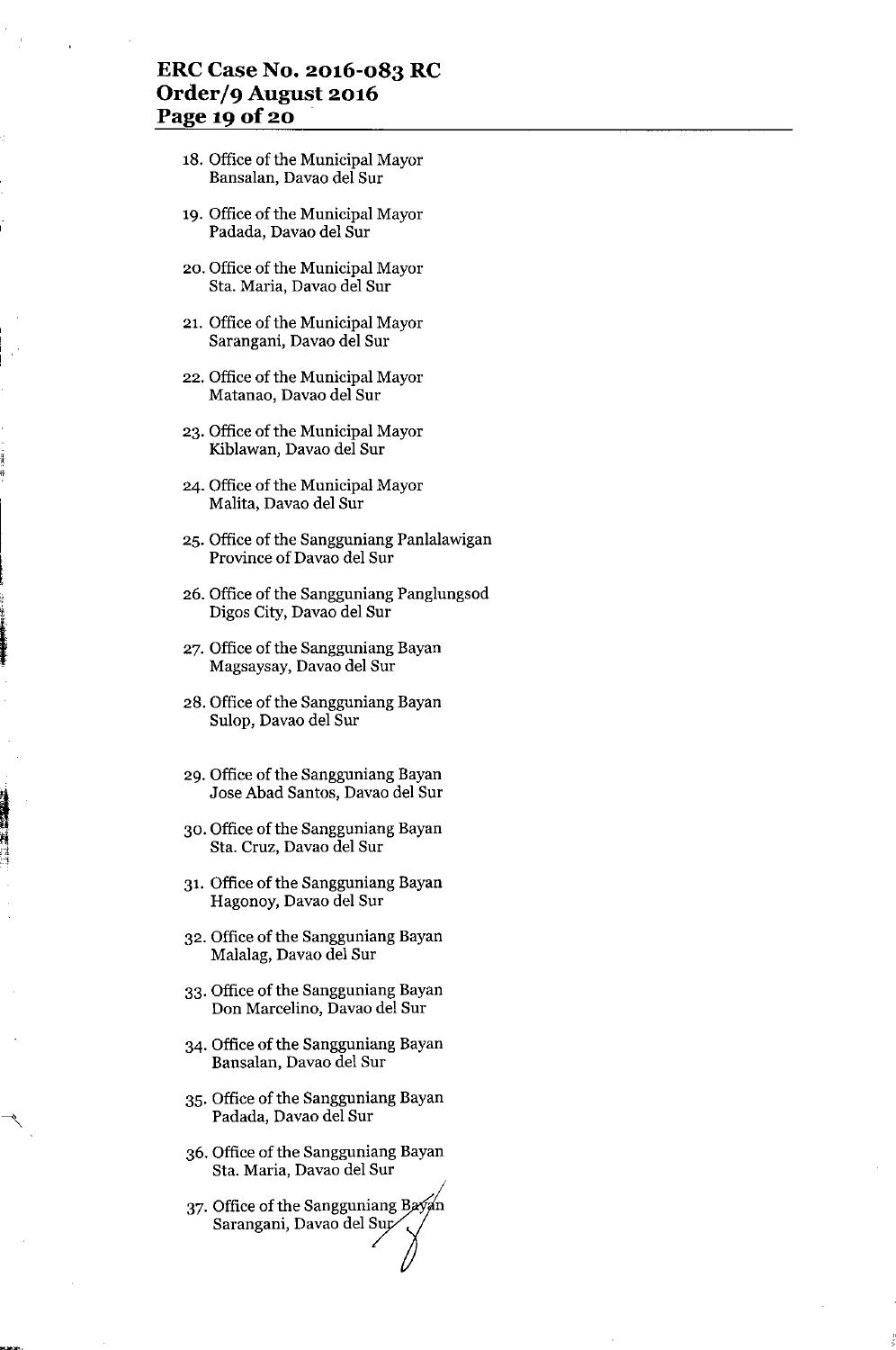18. Office of the Municipal Mayor
    Bansalan, Davao del Sur

19. Office of the Municipal Mayor
    Padada, Davao del Sur

20. Office of the Municipal Mayor
    Sta. Maria, Davao del Sur

21. Office of the Municipal Mayor
    Sarangani, Davao del Sur

22. Office of the Municipal Mayor
    Matanao, Davao del Sur

23. Office of the Municipal Mayor
    Kiblawan, Davao del Sur

24. Office of the Municipal Mayor
    Malita, Davao del Sur

25. Office of the Sangguniang Panlalawigan
    Province of Davao del Sur

26. Office of the Sangguniang Panglungsod
    Digos City, Davao del Sur

27. Office of the Sangguniang Bayan
    Magsaysay, Davao del Sur

28. Office of the Sangguniang Bayan
    Sulop, Davao del Sur

29. Office of the Sangguniang Bayan
    Jose Abad Santos, Davao del Sur

30. Office of the Sangguniang Bayan
    Sta. Cruz, Davao del Sur

31. Office of the Sangguniang Bayan
    Hagonoy, Davao del Sur

32. Office of the Sangguniang Bayan
    Malalag, Davao del Sur

33. Office of the Sangguniang Bayan
    Don Marcelino, Davao del Sur

34. Office of the Sangguniang Bayan
    Bansalan, Davao del Sur

35. Office of the Sangguniang Bayan
    Padada, Davao del Sur

36. Office of the Sangguniang Bayan
    Sta. Maria, Davao del Sur

37. Office of the Sangguniang Bayan
    Sarangani, Davao del Sur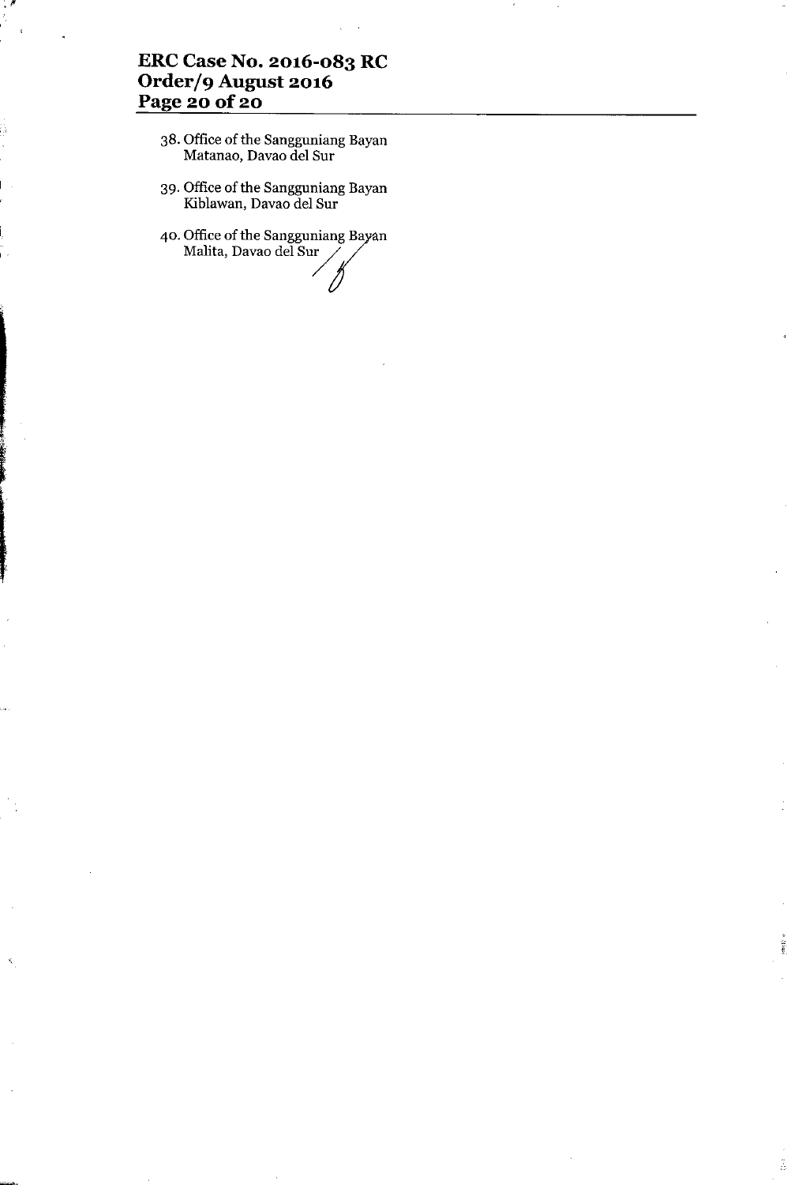38. Office of the Sangguniang Bayan
    Matanao, Davao del Sur

39. Office of the Sangguniang Bayan
    Kiblawan, Davao del Sur

40. Office of the Sangguniang Bayan
    Malita, Davao del Sur